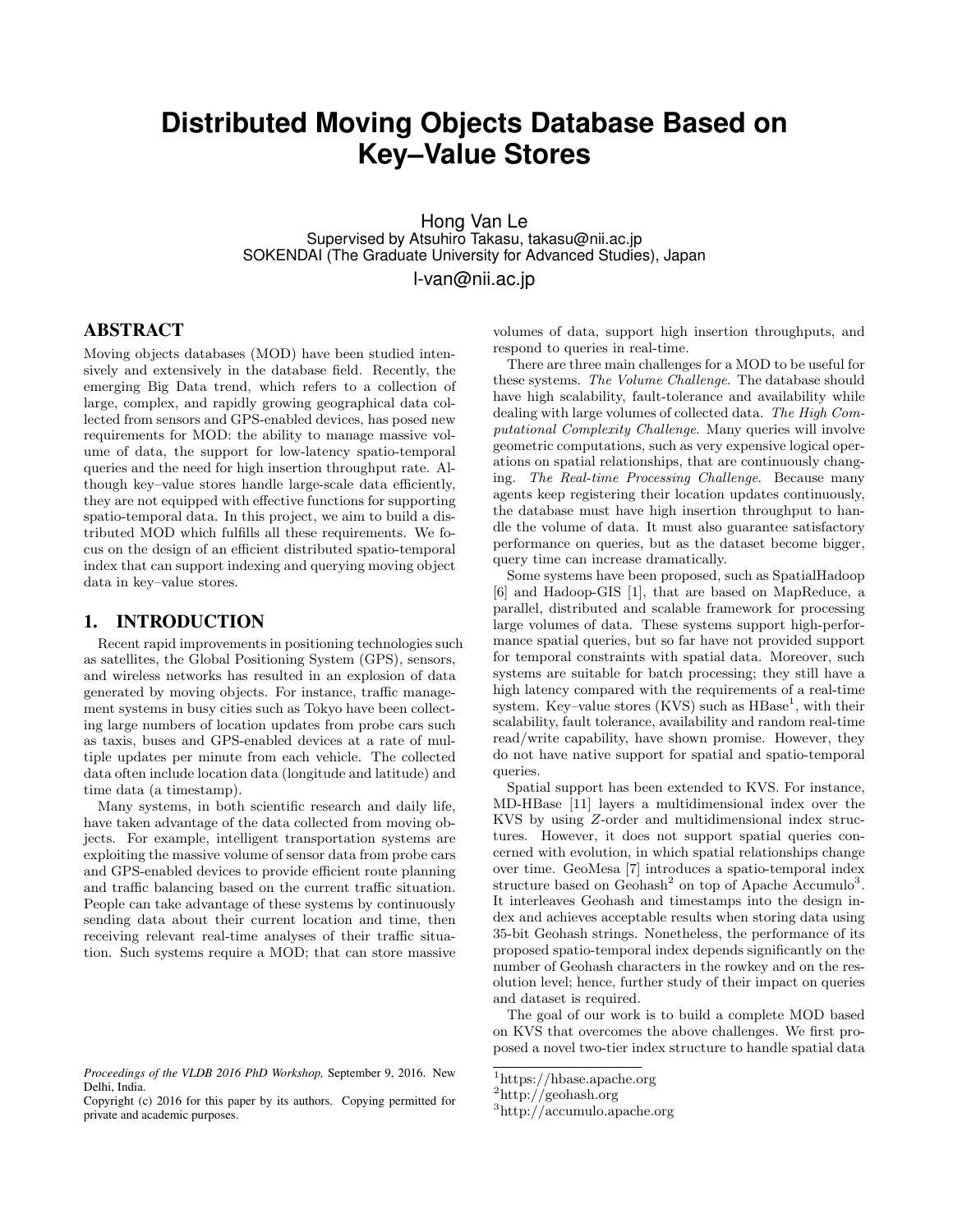# Distributed Moving Objects Database Based on Key–Value Stores

Hong Van Le
Supervised by Atsuhiro Takasu, takasu@nii.ac.jp
SOKENDAI (The Graduate University for Advanced Studies), Japan
l-van@nii.ac.jp

## ABSTRACT

Moving objects databases (MOD) have been studied intensively and extensively in the database field. Recently, the emerging Big Data trend, which refers to a collection of large, complex, and rapidly growing geographical data collected from sensors and GPS-enabled devices, has posed new requirements for MOD: the ability to manage massive volume of data, the support for low-latency spatio-temporal queries and the need for high insertion throughput rate. Although key–value stores handle large-scale data efficiently, they are not equipped with effective functions for supporting spatio-temporal data. In this project, we aim to build a distributed MOD which fulfills all these requirements. We focus on the design of an efficient distributed spatio-temporal index that can support indexing and querying moving object data in key–value stores.

## 1. INTRODUCTION

Recent rapid improvements in positioning technologies such as satellites, the Global Positioning System (GPS), sensors, and wireless networks has resulted in an explosion of data generated by moving objects. For instance, traffic management systems in busy cities such as Tokyo have been collecting large numbers of location updates from probe cars such as taxis, buses and GPS-enabled devices at a rate of multiple updates per minute from each vehicle. The collected data often include location data (longitude and latitude) and time data (a timestamp).

Many systems, in both scientific research and daily life, have taken advantage of the data collected from moving objects. For example, intelligent transportation systems are exploiting the massive volume of sensor data from probe cars and GPS-enabled devices to provide efficient route planning and traffic balancing based on the current traffic situation. People can take advantage of these systems by continuously sending data about their current location and time, then receiving relevant real-time analyses of their traffic situation. Such systems require a MOD; that can store massive volumes of data, support high insertion throughputs, and respond to queries in real-time.

There are three main challenges for a MOD to be useful for these systems. *The Volume Challenge*. The database should have high scalability, fault-tolerance and availability while dealing with large volumes of collected data. *The High Computational Complexity Challenge*. Many queries will involve geometric computations, such as very expensive logical operations on spatial relationships, that are continuously changing. *The Real-time Processing Challenge*. Because many agents keep registering their location updates continuously, the database must have high insertion throughput to handle the volume of data. It must also guarantee satisfactory performance on queries, but as the dataset become bigger, query time can increase dramatically.

Some systems have been proposed, such as SpatialHadoop [6] and Hadoop-GIS [1], that are based on MapReduce, a parallel, distributed and scalable framework for processing large volumes of data. These systems support high-performance spatial queries, but so far have not provided support for temporal constraints with spatial data. Moreover, such systems are suitable for batch processing; they still have a high latency compared with the requirements of a real-time system. Key–value stores (KVS) such as HBase[1], with their scalability, fault tolerance, availability and random real-time read/write capability, have shown promise. However, they do not have native support for spatial and spatio-temporal queries.

Spatial support has been extended to KVS. For instance, MD-HBase [11] layers a multidimensional index over the KVS by using *Z*-order and multidimensional index structures. However, it does not support spatial queries concerned with evolution, in which spatial relationships change over time. GeoMesa [7] introduces a spatio-temporal index structure based on Geohash[2] on top of Apache Accumulo[3]. It interleaves Geohash and timestamps into the design index and achieves acceptable results when storing data using 35-bit Geohash strings. Nonetheless, the performance of its proposed spatio-temporal index depends significantly on the number of Geohash characters in the rowkey and on the resolution level; hence, further study of their impact on queries and dataset is required.

The goal of our work is to build a complete MOD based on KVS that overcomes the above challenges. We first proposed a novel two-tier index structure to handle spatial data

[1]https://hbase.apache.org
[2]http://geohash.org
[3]http://accumulo.apache.org

*Proceedings of the VLDB 2016 PhD Workshop,* September 9, 2016. New Delhi, India.
Copyright (c) 2016 for this paper by its authors. Copying permitted for private and academic purposes.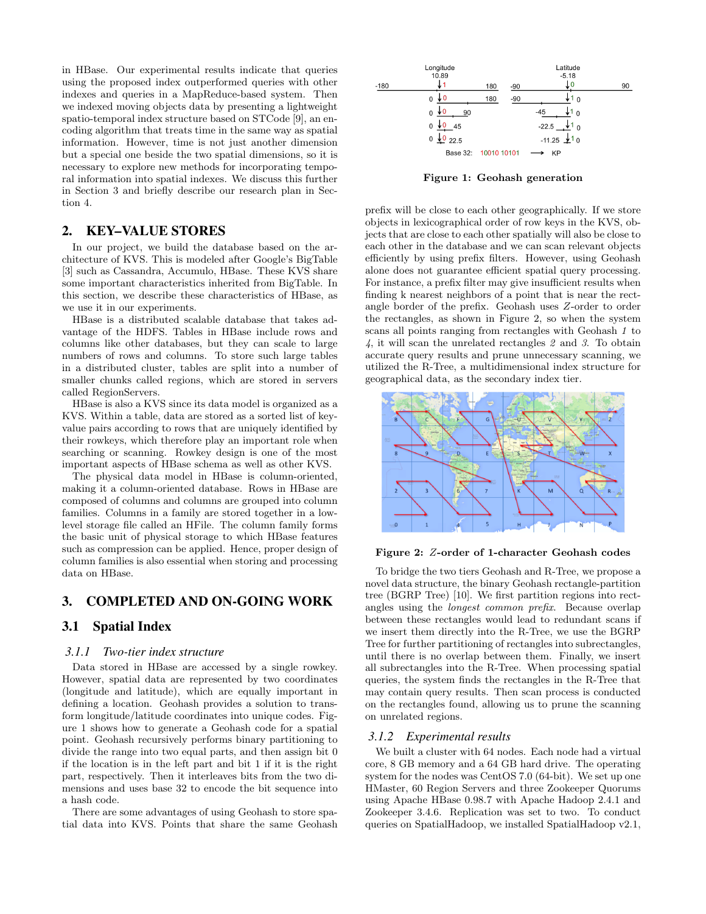in HBase. Our experimental results indicate that queries using the proposed index outperformed queries with other indexes and queries in a MapReduce-based system. Then we indexed moving objects data by presenting a lightweight spatio-temporal index structure based on STCode [9], an encoding algorithm that treats time in the same way as spatial information. However, time is not just another dimension but a special one beside the two spatial dimensions, so it is necessary to explore new methods for incorporating temporal information into spatial indexes. We discuss this further in Section 3 and briefly describe our research plan in Section 4.

## 2. KEY–VALUE STORES

In our project, we build the database based on the architecture of KVS. This is modeled after Google's BigTable [3] such as Cassandra, Accumulo, HBase. These KVS share some important characteristics inherited from BigTable. In this section, we describe these characteristics of HBase, as we use it in our experiments.

HBase is a distributed scalable database that takes advantage of the HDFS. Tables in HBase include rows and columns like other databases, but they can scale to large numbers of rows and columns. To store such large tables in a distributed cluster, tables are split into a number of smaller chunks called regions, which are stored in servers called RegionServers.

HBase is also a KVS since its data model is organized as a KVS. Within a table, data are stored as a sorted list of key-value pairs according to rows that are uniquely identified by their rowkeys, which therefore play an important role when searching or scanning. Rowkey design is one of the most important aspects of HBase schema as well as other KVS.

The physical data model in HBase is column-oriented, making it a column-oriented database. Rows in HBase are composed of columns and columns are grouped into column families. Columns in a family are stored together in a low-level storage file called an HFile. The column family forms the basic unit of physical storage to which HBase features such as compression can be applied. Hence, proper design of column families is also essential when storing and processing data on HBase.

## 3. COMPLETED AND ON-GOING WORK

### 3.1 Spatial Index

#### 3.1.1 Two-tier index structure

Data stored in HBase are accessed by a single rowkey. However, spatial data are represented by two coordinates (longitude and latitude), which are equally important in defining a location. Geohash provides a solution to transform longitude/latitude coordinates into unique codes. Figure 1 shows how to generate a Geohash code for a spatial point. Geohash recursively performs binary partitioning to divide the range into two equal parts, and then assigning bit 0 if the location is in the left part and bit 1 if it is the right part, respectively. Then it interleaves bits from the two dimensions and uses base 32 to encode the bit sequence into a hash code.

There are some advantages of using Geohash to store spatial data into KVS. Points that share the same Geohash

**Figure 1: Geohash generation**

prefix will be close to each other geographically. If we store objects in lexicographical order of row keys in the KVS, objects that are close to each other spatially will also be close to each other in the database and we can scan relevant objects efficiently by using prefix filters. However, using Geohash alone does not guarantee efficient spatial query processing. For instance, a prefix filter may give insufficient results when finding k nearest neighbors of a point that is near the rectangle border of the prefix. Geohash uses *Z*-order to order the rectangles, as shown in Figure 2, so when the system scans all points ranging from rectangles with Geohash *1* to *4*, it will scan the unrelated rectangles *2* and *3*. To obtain accurate query results and prune unnecessary scanning, we utilized the R-Tree, a multidimensional index structure for geographical data, as the secondary index tier.

**Figure 2: *Z*-order of 1-character Geohash codes**

To bridge the two tiers Geohash and R-Tree, we propose a novel data structure, the binary Geohash rectangle-partition tree (BGRP Tree) [10]. We first partition regions into rectangles using the *longest common prefix*. Because overlap between these rectangles would lead to redundant scans if we insert them directly into the R-Tree, we use the BGRP Tree for further partitioning of rectangles into subrectangles, until there is no overlap between them. Finally, we insert all subrectangles into the R-Tree. When processing spatial queries, the system finds the rectangles in the R-Tree that may contain query results. Then scan process is conducted on the rectangles found, allowing us to prune the scanning on unrelated regions.

#### 3.1.2 Experimental results

We built a cluster with 64 nodes. Each node had a virtual core, 8 GB memory and a 64 GB hard drive. The operating system for the nodes was CentOS 7.0 (64-bit). We set up one HMaster, 60 Region Servers and three Zookeeper Quorums using Apache HBase 0.98.7 with Apache Hadoop 2.4.1 and Zookeeper 3.4.6. Replication was set to two. To conduct queries on SpatialHadoop, we installed SpatialHadoop v2.1,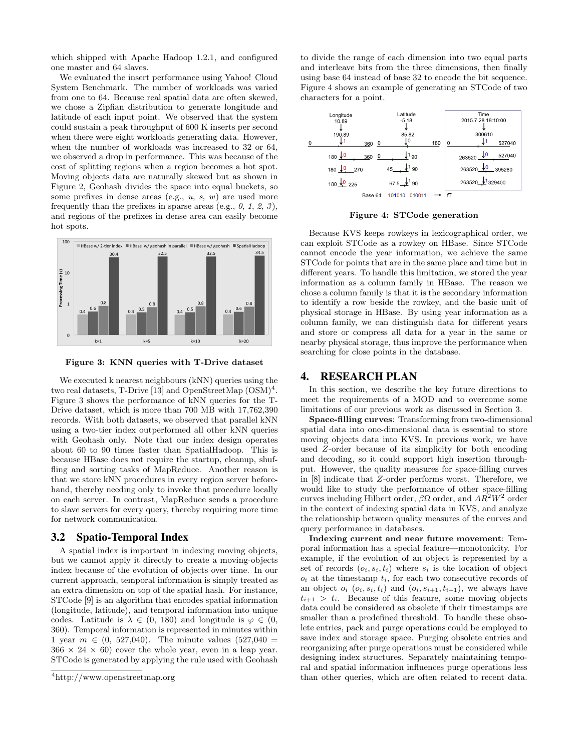which shipped with Apache Hadoop 1.2.1, and configured one master and 64 slaves.

We evaluated the insert performance using Yahoo! Cloud System Benchmark. The number of workloads was varied from one to 64. Because real spatial data are often skewed, we chose a Zipfian distribution to generate longitude and latitude of each input point. We observed that the system could sustain a peak throughput of 600 K inserts per second when there were eight workloads generating data. However, when the number of workloads was increased to 32 or 64, we observed a drop in performance. This was because of the cost of splitting regions when a region becomes a hot spot. Moving objects data are naturally skewed but as shown in Figure 2, Geohash divides the space into equal buckets, so some prefixes in dense areas (e.g., *u*, *s*, *w*) are used more frequently than the prefixes in sparse areas (e.g., *0*, *1*, *2*, *3*), and regions of the prefixes in dense area can easily become hot spots.

**Figure 3: KNN queries with T-Drive dataset**

We executed k nearest neighbours (kNN) queries using the two real datasets, T-Drive [13] and OpenStreetMap (OSM)[4]. Figure 3 shows the performance of kNN queries for the T-Drive dataset, which is more than 700 MB with 17,762,390 records. With both datasets, we observed that parallel kNN using a two-tier index outperformed all other kNN queries with Geohash only. Note that our index design operates about 60 to 90 times faster than SpatialHadoop. This is because HBase does not require the startup, cleanup, shuffling and sorting tasks of MapReduce. Another reason is that we store kNN procedures in every region server beforehand, thereby needing only to invoke that procedure locally on each server. In contrast, MapReduce sends a procedure to slave servers for every query, thereby requiring more time for network communication.

## 3.2 Spatio-Temporal Index

A spatial index is important in indexing moving objects, but we cannot apply it directly to create a moving-objects index because of the evolution of objects over time. In our current approach, temporal information is simply treated as an extra dimension on top of the spatial hash. For instance, STCode [9] is an algorithm that encodes spatial information (longitude, latitude), and temporal information into unique codes. Latitude is $\lambda \in (0, 180)$ and longitude is $\varphi \in (0, 360)$. Temporal information is represented in minutes within 1 year $m \in (0, 527{,}040)$. The minute values ($527{,}040 = 366 \times 24 \times 60$) cover the whole year, even in a leap year. STCode is generated by applying the rule used with Geohash to divide the range of each dimension into two equal parts and interleave bits from the three dimensions, then finally using base 64 instead of base 32 to encode the bit sequence. Figure 4 shows an example of generating an STCode of two characters for a point.

**Figure 4: STCode generation**

Because KVS keeps rowkeys in lexicographical order, we can exploit STCode as a rowkey on HBase. Since STCode cannot encode the year information, we achieve the same STCode for points that are in the same place and time but in different years. To handle this limitation, we stored the year information as a column family in HBase. The reason we chose a column family is that it is the secondary information to identify a row beside the rowkey, and the basic unit of physical storage in HBase. By using year information as a column family, we can distinguish data for different years and store or compress all data for a year in the same or nearby physical storage, thus improve the performance when searching for close points in the database.

# 4. RESEARCH PLAN

In this section, we describe the key future directions to meet the requirements of a MOD and to overcome some limitations of our previous work as discussed in Section 3.

**Space-filling curves**: Transforming from two-dimensional spatial data into one-dimensional data is essential to store moving objects data into KVS. In previous work, we have used *Z*-order because of its simplicity for both encoding and decoding, so it could support high insertion throughput. However, the quality measures for space-filling curves in [8] indicate that *Z*-order performs worst. Therefore, we would like to study the performance of other space-filling curves including Hilbert order, $\beta\Omega$ order, and $AR^2W^2$ order in the context of indexing spatial data in KVS, and analyze the relationship between quality measures of the curves and query performance in databases.

**Indexing current and near future movement**: Temporal information has a special feature—monotonicity. For example, if the evolution of an object is represented by a set of records $(o_i, s_i, t_i)$ where $s_i$ is the location of object $o_i$ at the timestamp $t_i$, for each two consecutive records of an object $o_i$ $(o_i, s_i, t_i)$ and $(o_i, s_{i+1}, t_{i+1})$, we always have $t_{i+1} > t_i$. Because of this feature, some moving objects data could be considered as obsolete if their timestamps are smaller than a predefined threshold. To handle these obsolete entries, pack and purge operations could be employed to save index and storage space. Purging obsolete entries and reorganizing after purge operations must be considered while designing index structures. Separately maintaining temporal and spatial information influences purge operations less than other queries, which are often related to recent data.

[4] http://www.openstreetmap.org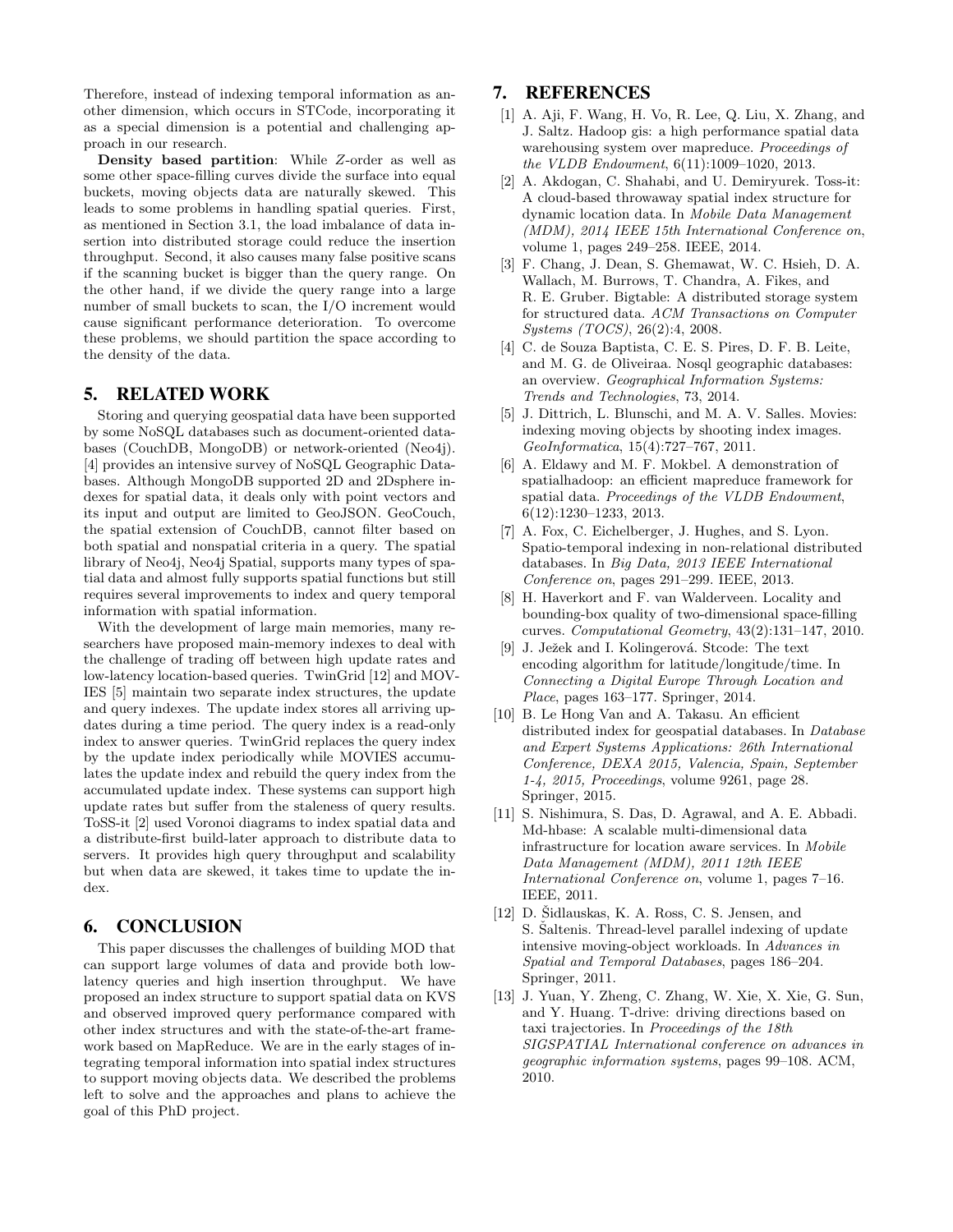Therefore, instead of indexing temporal information as another dimension, which occurs in STCode, incorporating it as a special dimension is a potential and challenging approach in our research.

**Density based partition**: While $Z$-order as well as some other space-filling curves divide the surface into equal buckets, moving objects data are naturally skewed. This leads to some problems in handling spatial queries. First, as mentioned in Section 3.1, the load imbalance of data insertion into distributed storage could reduce the insertion throughput. Second, it also causes many false positive scans if the scanning bucket is bigger than the query range. On the other hand, if we divide the query range into a large number of small buckets to scan, the I/O increment would cause significant performance deterioration. To overcome these problems, we should partition the space according to the density of the data.

## 5. RELATED WORK

Storing and querying geospatial data have been supported by some NoSQL databases such as document-oriented databases (CouchDB, MongoDB) or network-oriented (Neo4j). [4] provides an intensive survey of NoSQL Geographic Databases. Although MongoDB supported 2D and 2Dsphere indexes for spatial data, it deals only with point vectors and its input and output are limited to GeoJSON. GeoCouch, the spatial extension of CouchDB, cannot filter based on both spatial and nonspatial criteria in a query. The spatial library of Neo4j, Neo4j Spatial, supports many types of spatial data and almost fully supports spatial functions but still requires several improvements to index and query temporal information with spatial information.

With the development of large main memories, many researchers have proposed main-memory indexes to deal with the challenge of trading off between high update rates and low-latency location-based queries. TwinGrid [12] and MOVIES [5] maintain two separate index structures, the update and query indexes. The update index stores all arriving updates during a time period. The query index is a read-only index to answer queries. TwinGrid replaces the query index by the update index periodically while MOVIES accumulates the update index and rebuild the query index from the accumulated update index. These systems can support high update rates but suffer from the staleness of query results. ToSS-it [2] used Voronoi diagrams to index spatial data and a distribute-first build-later approach to distribute data to servers. It provides high query throughput and scalability but when data are skewed, it takes time to update the index.

## 6. CONCLUSION

This paper discusses the challenges of building MOD that can support large volumes of data and provide both low-latency queries and high insertion throughput. We have proposed an index structure to support spatial data on KVS and observed improved query performance compared with other index structures and with the state-of-the-art framework based on MapReduce. We are in the early stages of integrating temporal information into spatial index structures to support moving objects data. We described the problems left to solve and the approaches and plans to achieve the goal of this PhD project.

## 7. REFERENCES

[1] A. Aji, F. Wang, H. Vo, R. Lee, Q. Liu, X. Zhang, and J. Saltz. Hadoop gis: a high performance spatial data warehousing system over mapreduce. *Proceedings of the VLDB Endowment*, 6(11):1009–1020, 2013.

[2] A. Akdogan, C. Shahabi, and U. Demiryurek. Toss-it: A cloud-based throwaway spatial index structure for dynamic location data. In *Mobile Data Management (MDM), 2014 IEEE 15th International Conference on*, volume 1, pages 249–258. IEEE, 2014.

[3] F. Chang, J. Dean, S. Ghemawat, W. C. Hsieh, D. A. Wallach, M. Burrows, T. Chandra, A. Fikes, and R. E. Gruber. Bigtable: A distributed storage system for structured data. *ACM Transactions on Computer Systems (TOCS)*, 26(2):4, 2008.

[4] C. de Souza Baptista, C. E. S. Pires, D. F. B. Leite, and M. G. de Oliveiraa. Nosql geographic databases: an overview. *Geographical Information Systems: Trends and Technologies*, 73, 2014.

[5] J. Dittrich, L. Blunschi, and M. A. V. Salles. Movies: indexing moving objects by shooting index images. *GeoInformatica*, 15(4):727–767, 2011.

[6] A. Eldawy and M. F. Mokbel. A demonstration of spatialhadoop: an efficient mapreduce framework for spatial data. *Proceedings of the VLDB Endowment*, 6(12):1230–1233, 2013.

[7] A. Fox, C. Eichelberger, J. Hughes, and S. Lyon. Spatio-temporal indexing in non-relational distributed databases. In *Big Data, 2013 IEEE International Conference on*, pages 291–299. IEEE, 2013.

[8] H. Haverkort and F. van Walderveen. Locality and bounding-box quality of two-dimensional space-filling curves. *Computational Geometry*, 43(2):131–147, 2010.

[9] J. Ježek and I. Kolingerová. Stcode: The text encoding algorithm for latitude/longitude/time. In *Connecting a Digital Europe Through Location and Place*, pages 163–177. Springer, 2014.

[10] B. Le Hong Van and A. Takasu. An efficient distributed index for geospatial databases. In *Database and Expert Systems Applications: 26th International Conference, DEXA 2015, Valencia, Spain, September 1-4, 2015, Proceedings*, volume 9261, page 28. Springer, 2015.

[11] S. Nishimura, S. Das, D. Agrawal, and A. E. Abbadi. Md-hbase: A scalable multi-dimensional data infrastructure for location aware services. In *Mobile Data Management (MDM), 2011 12th IEEE International Conference on*, volume 1, pages 7–16. IEEE, 2011.

[12] D. Šidlauskas, K. A. Ross, C. S. Jensen, and S. Šaltenis. Thread-level parallel indexing of update intensive moving-object workloads. In *Advances in Spatial and Temporal Databases*, pages 186–204. Springer, 2011.

[13] J. Yuan, Y. Zheng, C. Zhang, W. Xie, X. Xie, G. Sun, and Y. Huang. T-drive: driving directions based on taxi trajectories. In *Proceedings of the 18th SIGSPATIAL International conference on advances in geographic information systems*, pages 99–108. ACM, 2010.